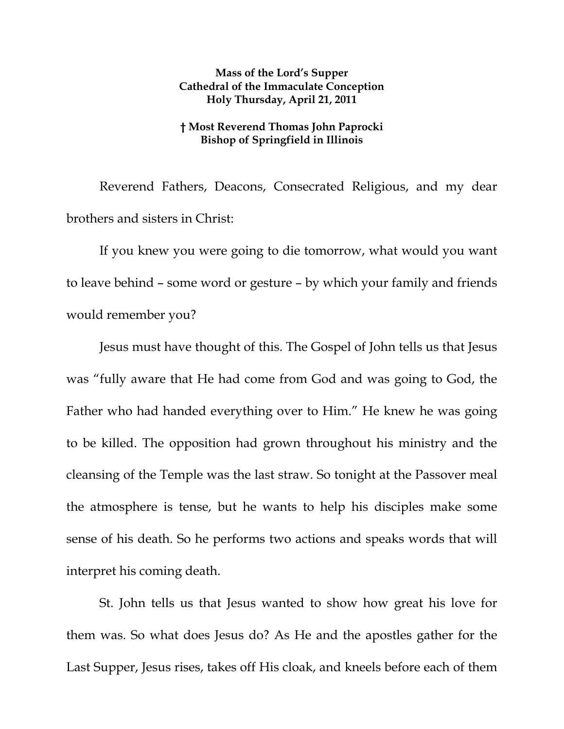**Mass of the Lord's Supper**
**Cathedral of the Immaculate Conception**
**Holy Thursday, April 21, 2011**

**† Most Reverend Thomas John Paprocki**
**Bishop of Springfield in Illinois**

Reverend Fathers, Deacons, Consecrated Religious, and my dear brothers and sisters in Christ:

If you knew you were going to die tomorrow, what would you want to leave behind – some word or gesture – by which your family and friends would remember you?

Jesus must have thought of this. The Gospel of John tells us that Jesus was "fully aware that He had come from God and was going to God, the Father who had handed everything over to Him." He knew he was going to be killed. The opposition had grown throughout his ministry and the cleansing of the Temple was the last straw. So tonight at the Passover meal the atmosphere is tense, but he wants to help his disciples make some sense of his death. So he performs two actions and speaks words that will interpret his coming death.

St. John tells us that Jesus wanted to show how great his love for them was. So what does Jesus do? As He and the apostles gather for the Last Supper, Jesus rises, takes off His cloak, and kneels before each of them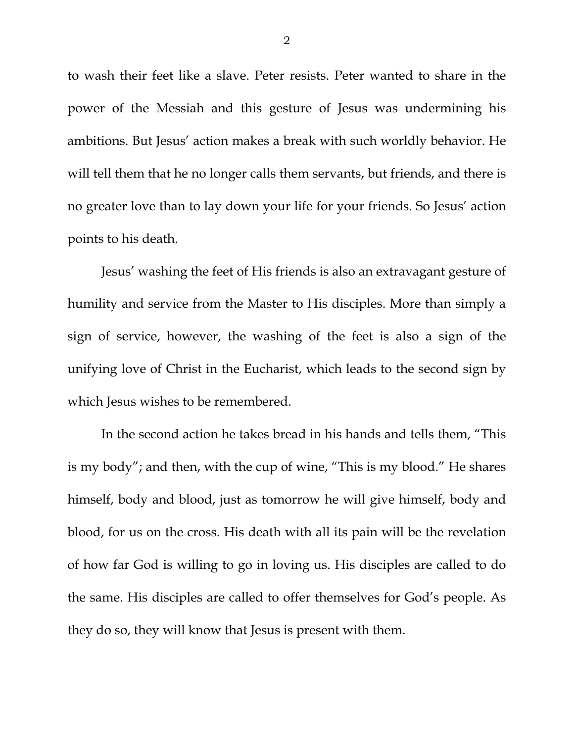to wash their feet like a slave. Peter resists. Peter wanted to share in the power of the Messiah and this gesture of Jesus was undermining his ambitions. But Jesus' action makes a break with such worldly behavior. He will tell them that he no longer calls them servants, but friends, and there is no greater love than to lay down your life for your friends. So Jesus' action points to his death.

Jesus' washing the feet of His friends is also an extravagant gesture of humility and service from the Master to His disciples. More than simply a sign of service, however, the washing of the feet is also a sign of the unifying love of Christ in the Eucharist, which leads to the second sign by which Jesus wishes to be remembered.

In the second action he takes bread in his hands and tells them, "This is my body"; and then, with the cup of wine, "This is my blood." He shares himself, body and blood, just as tomorrow he will give himself, body and blood, for us on the cross. His death with all its pain will be the revelation of how far God is willing to go in loving us. His disciples are called to do the same. His disciples are called to offer themselves for God's people. As they do so, they will know that Jesus is present with them.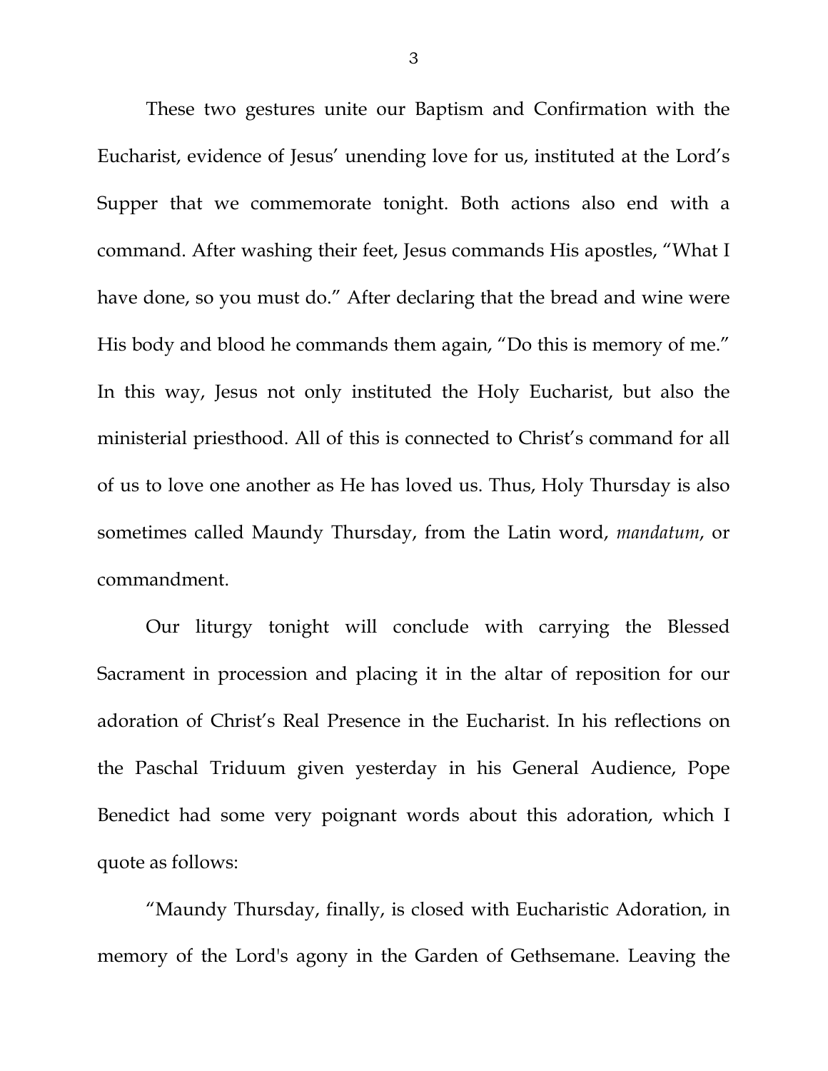These two gestures unite our Baptism and Confirmation with the Eucharist, evidence of Jesus' unending love for us, instituted at the Lord's Supper that we commemorate tonight. Both actions also end with a command. After washing their feet, Jesus commands His apostles, "What I have done, so you must do." After declaring that the bread and wine were His body and blood he commands them again, "Do this is memory of me." In this way, Jesus not only instituted the Holy Eucharist, but also the ministerial priesthood. All of this is connected to Christ's command for all of us to love one another as He has loved us. Thus, Holy Thursday is also sometimes called Maundy Thursday, from the Latin word, *mandatum*, or commandment.

Our liturgy tonight will conclude with carrying the Blessed Sacrament in procession and placing it in the altar of reposition for our adoration of Christ's Real Presence in the Eucharist. In his reflections on the Paschal Triduum given yesterday in his General Audience, Pope Benedict had some very poignant words about this adoration, which I quote as follows:

"Maundy Thursday, finally, is closed with Eucharistic Adoration, in memory of the Lord's agony in the Garden of Gethsemane. Leaving the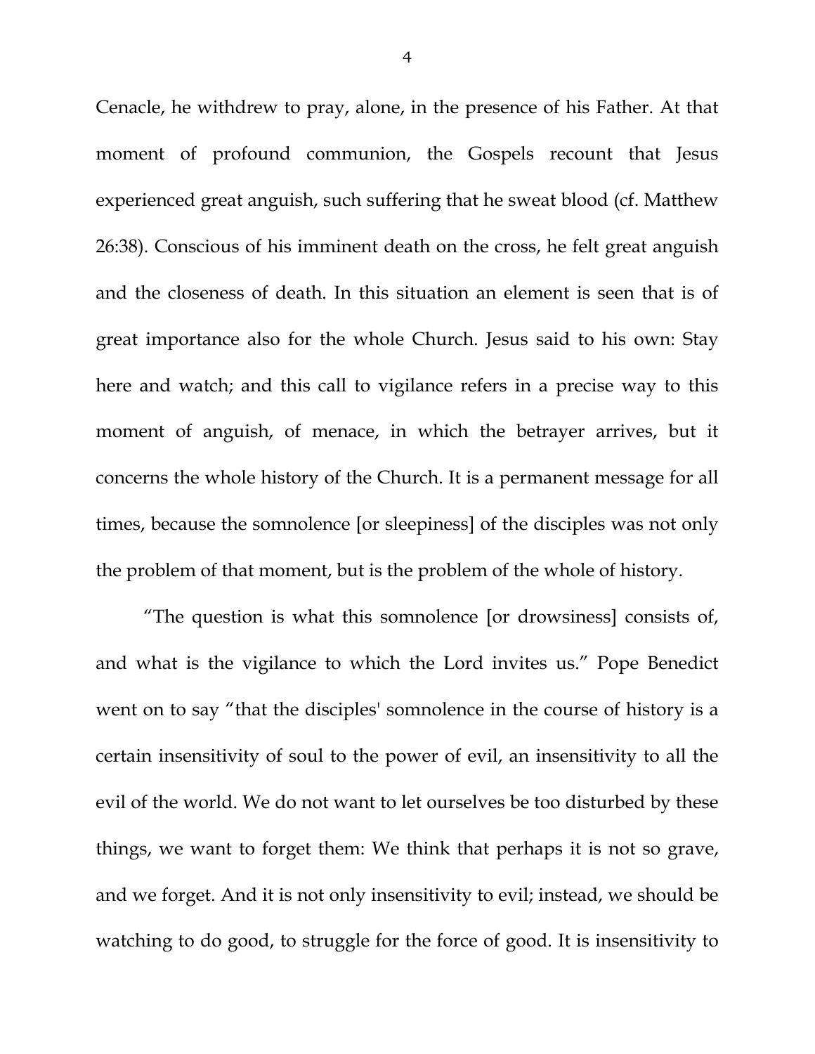Cenacle, he withdrew to pray, alone, in the presence of his Father. At that moment of profound communion, the Gospels recount that Jesus experienced great anguish, such suffering that he sweat blood (cf. Matthew 26:38). Conscious of his imminent death on the cross, he felt great anguish and the closeness of death. In this situation an element is seen that is of great importance also for the whole Church. Jesus said to his own: Stay here and watch; and this call to vigilance refers in a precise way to this moment of anguish, of menace, in which the betrayer arrives, but it concerns the whole history of the Church. It is a permanent message for all times, because the somnolence [or sleepiness] of the disciples was not only the problem of that moment, but is the problem of the whole of history.

"The question is what this somnolence [or drowsiness] consists of, and what is the vigilance to which the Lord invites us." Pope Benedict went on to say "that the disciples' somnolence in the course of history is a certain insensitivity of soul to the power of evil, an insensitivity to all the evil of the world. We do not want to let ourselves be too disturbed by these things, we want to forget them: We think that perhaps it is not so grave, and we forget. And it is not only insensitivity to evil; instead, we should be watching to do good, to struggle for the force of good. It is insensitivity to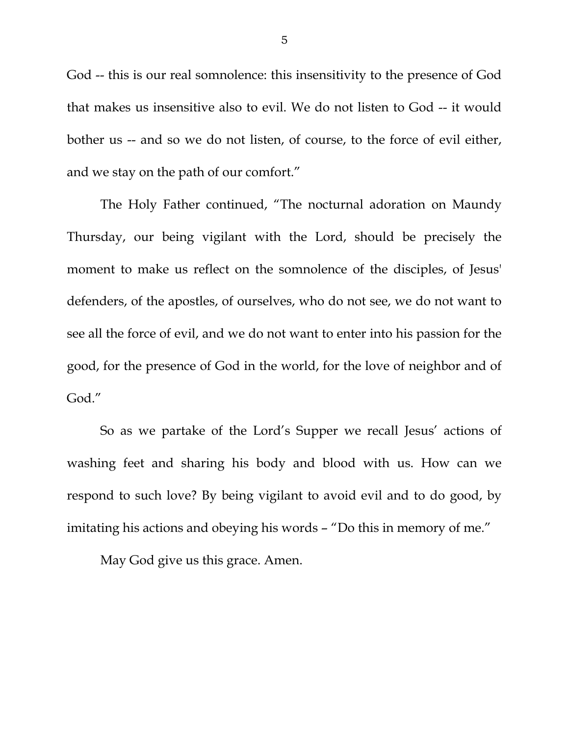God -- this is our real somnolence: this insensitivity to the presence of God that makes us insensitive also to evil. We do not listen to God -- it would bother us -- and so we do not listen, of course, to the force of evil either, and we stay on the path of our comfort."

The Holy Father continued, "The nocturnal adoration on Maundy Thursday, our being vigilant with the Lord, should be precisely the moment to make us reflect on the somnolence of the disciples, of Jesus' defenders, of the apostles, of ourselves, who do not see, we do not want to see all the force of evil, and we do not want to enter into his passion for the good, for the presence of God in the world, for the love of neighbor and of God."

So as we partake of the Lord's Supper we recall Jesus' actions of washing feet and sharing his body and blood with us. How can we respond to such love? By being vigilant to avoid evil and to do good, by imitating his actions and obeying his words – "Do this in memory of me."

May God give us this grace. Amen.